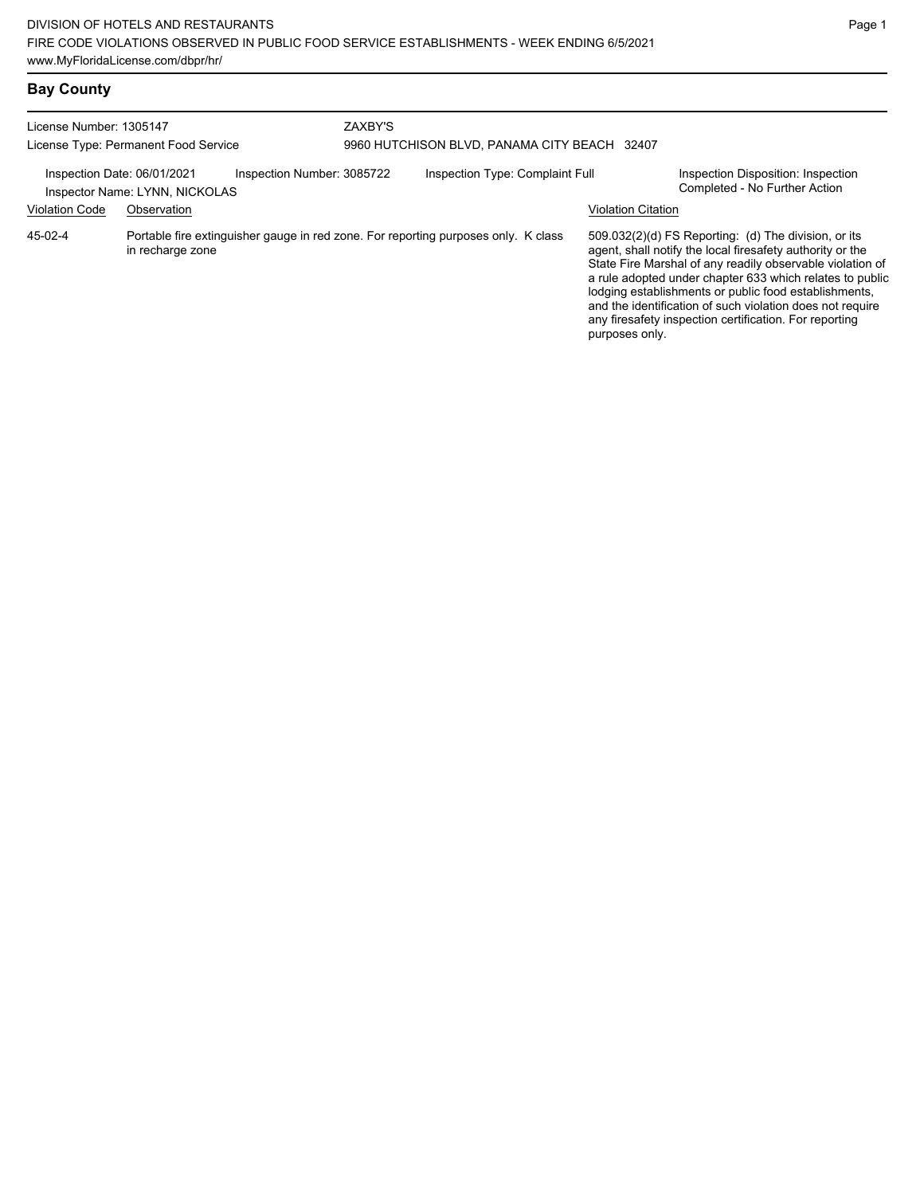DIVISION OF HOTELS AND RESTAURANTS
FIRE CODE VIOLATIONS OBSERVED IN PUBLIC FOOD SERVICE ESTABLISHMENTS - WEEK ENDING 6/5/2021
www.MyFloridaLicense.com/dbpr/hr/

## Bay County

License Number: 1305147
License Type: Permanent Food Service

ZAXBY'S
9960 HUTCHISON BLVD, PANAMA CITY BEACH 32407

Inspection Date: 06/01/2021
Inspector Name: LYNN, NICKOLAS
Inspection Number: 3085722
Inspection Type: Complaint Full
Inspection Disposition: Inspection Completed - No Further Action

| Violation Code | Observation | Violation Citation |
|---|---|---|
| 45-02-4 | Portable fire extinguisher gauge in red zone. For reporting purposes only. K class in recharge zone | 509.032(2)(d) FS Reporting: (d) The division, or its agent, shall notify the local firesafety authority or the State Fire Marshal of any readily observable violation of a rule adopted under chapter 633 which relates to public lodging establishments or public food establishments, and the identification of such violation does not require any firesafety inspection certification. For reporting purposes only. |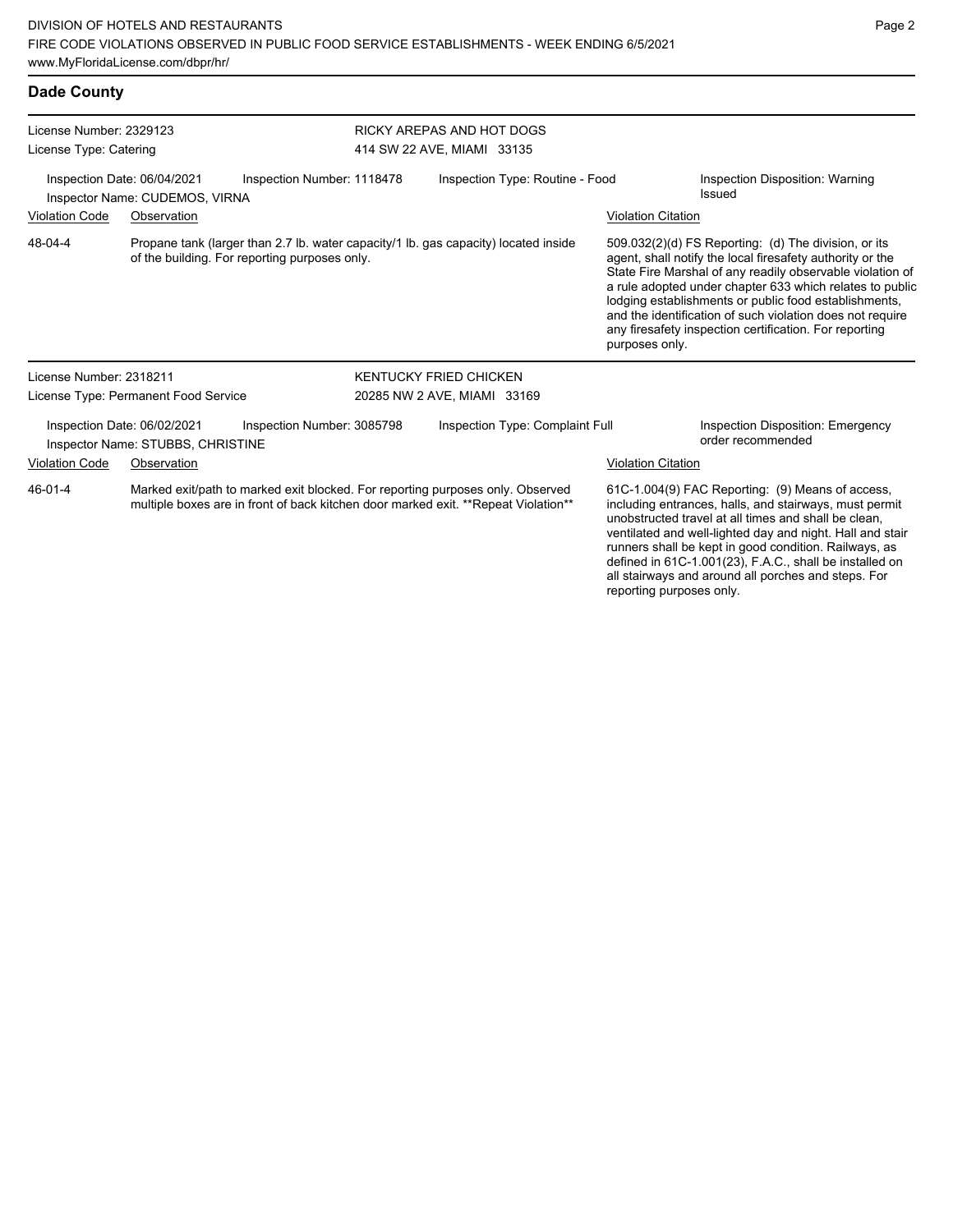## Dade County

License Number: 2329123
License Type: Catering

**RICKY AREPAS AND HOT DOGS**
414 SW 22 AVE, MIAMI 33135

Inspection Date: 06/04/2021
Inspection Number: 1118478
Inspection Type: Routine - Food
Inspection Disposition: Warning Issued
Inspector Name: CUDEMOS, VIRNA

| Violation Code | Observation | Violation Citation |
|---|---|---|
| 48-04-4 | Propane tank (larger than 2.7 lb. water capacity/1 lb. gas capacity) located inside of the building. For reporting purposes only. | 509.032(2)(d) FS Reporting: (d) The division, or its agent, shall notify the local firesafety authority or the State Fire Marshal of any readily observable violation of a rule adopted under chapter 633 which relates to public lodging establishments or public food establishments, and the identification of such violation does not require any firesafety inspection certification. For reporting purposes only. |

License Number: 2318211
License Type: Permanent Food Service

**KENTUCKY FRIED CHICKEN**
20285 NW 2 AVE, MIAMI 33169

Inspection Date: 06/02/2021
Inspection Number: 3085798
Inspection Type: Complaint Full
Inspection Disposition: Emergency order recommended
Inspector Name: STUBBS, CHRISTINE

| Violation Code | Observation | Violation Citation |
|---|---|---|
| 46-01-4 | Marked exit/path to marked exit blocked. For reporting purposes only. Observed multiple boxes are in front of back kitchen door marked exit. **Repeat Violation** | 61C-1.004(9) FAC Reporting: (9) Means of access, including entrances, halls, and stairways, must permit unobstructed travel at all times and shall be clean, ventilated and well-lighted day and night. Hall and stair runners shall be kept in good condition. Railways, as defined in 61C-1.001(23), F.A.C., shall be installed on all stairways and around all porches and steps. For reporting purposes only. |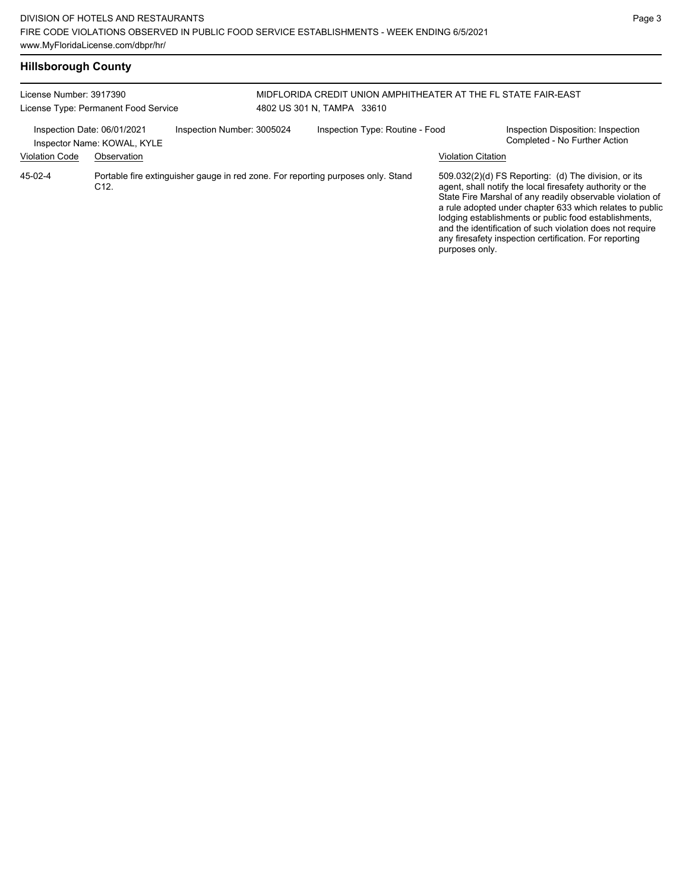## Hillsborough County

License Number: 3917390
License Type: Permanent Food Service

MIDFLORIDA CREDIT UNION AMPHITHEATER AT THE FL STATE FAIR-EAST
4802 US 301 N, TAMPA 33610

Inspection Date: 06/01/2021
Inspector Name: KOWAL, KYLE
Inspection Number: 3005024
Inspection Type: Routine - Food
Inspection Disposition: Inspection Completed - No Further Action

| Violation Code | Observation | Violation Citation |
| --- | --- | --- |
| 45-02-4 | Portable fire extinguisher gauge in red zone. For reporting purposes only. Stand C12. | 509.032(2)(d) FS Reporting: (d) The division, or its agent, shall notify the local firesafety authority or the State Fire Marshal of any readily observable violation of a rule adopted under chapter 633 which relates to public lodging establishments or public food establishments, and the identification of such violation does not require any firesafety inspection certification. For reporting purposes only. |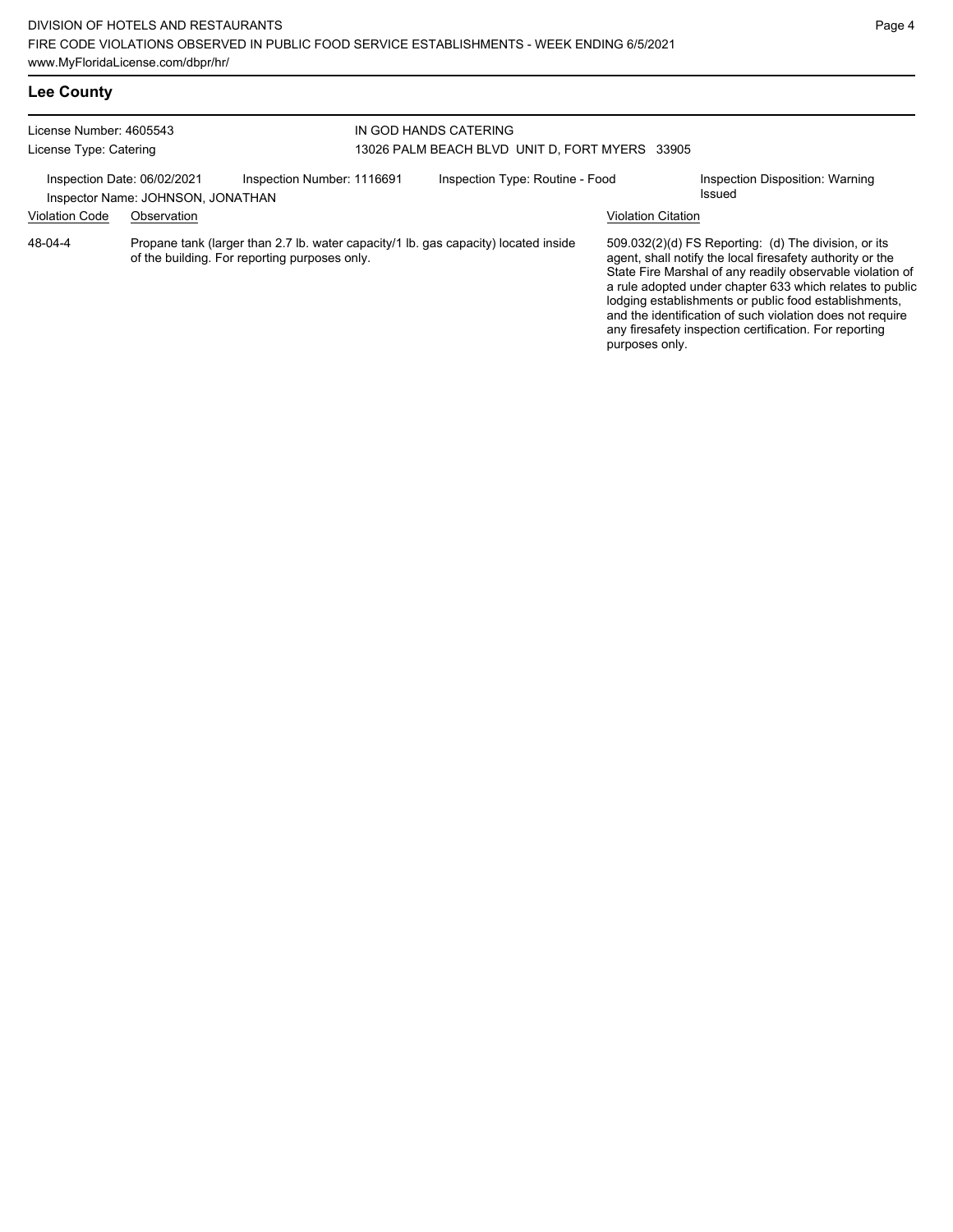## Lee County

License Number: 4605543
License Type: Catering

IN GOD HANDS CATERING
13026 PALM BEACH BLVD UNIT D, FORT MYERS 33905

Inspection Date: 06/02/2021 | Inspection Number: 1116691 | Inspection Type: Routine - Food | Inspection Disposition: Warning Issued

Inspector Name: JOHNSON, JONATHAN

| Violation Code | Observation | Violation Citation |
| --- | --- | --- |
| 48-04-4 | Propane tank (larger than 2.7 lb. water capacity/1 lb. gas capacity) located inside of the building. For reporting purposes only. | 509.032(2)(d) FS Reporting: (d) The division, or its agent, shall notify the local firesafety authority or the State Fire Marshal of any readily observable violation of a rule adopted under chapter 633 which relates to public lodging establishments or public food establishments, and the identification of such violation does not require any firesafety inspection certification. For reporting purposes only. |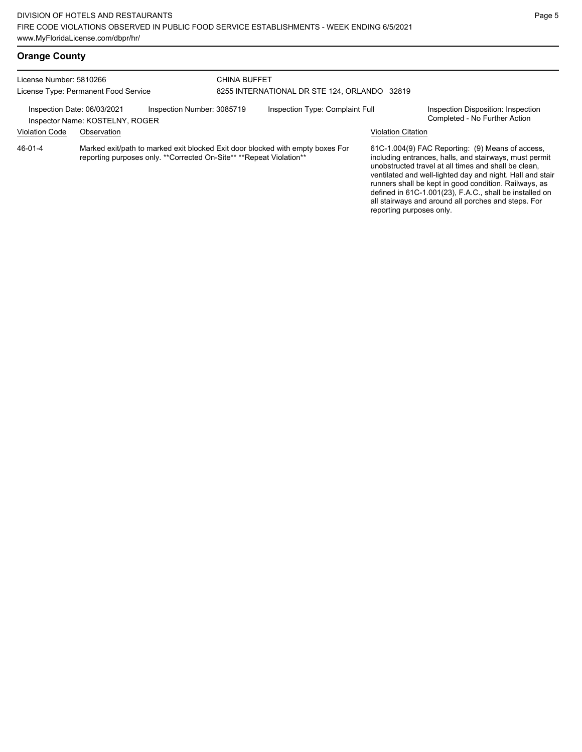## Orange County

License Number: 5810266
License Type: Permanent Food Service

CHINA BUFFET
8255 INTERNATIONAL DR STE 124, ORLANDO 32819

Inspection Date: 06/03/2021
Inspector Name: KOSTELNY, ROGER
Inspection Number: 3085719
Inspection Type: Complaint Full
Inspection Disposition: Inspection Completed - No Further Action

| Violation Code | Observation | Violation Citation |
| --- | --- | --- |
| 46-01-4 | Marked exit/path to marked exit blocked Exit door blocked with empty boxes For reporting purposes only. **Corrected On-Site** **Repeat Violation** | 61C-1.004(9) FAC Reporting: (9) Means of access, including entrances, halls, and stairways, must permit unobstructed travel at all times and shall be clean, ventilated and well-lighted day and night. Hall and stair runners shall be kept in good condition. Railways, as defined in 61C-1.001(23), F.A.C., shall be installed on all stairways and around all porches and steps. For reporting purposes only. |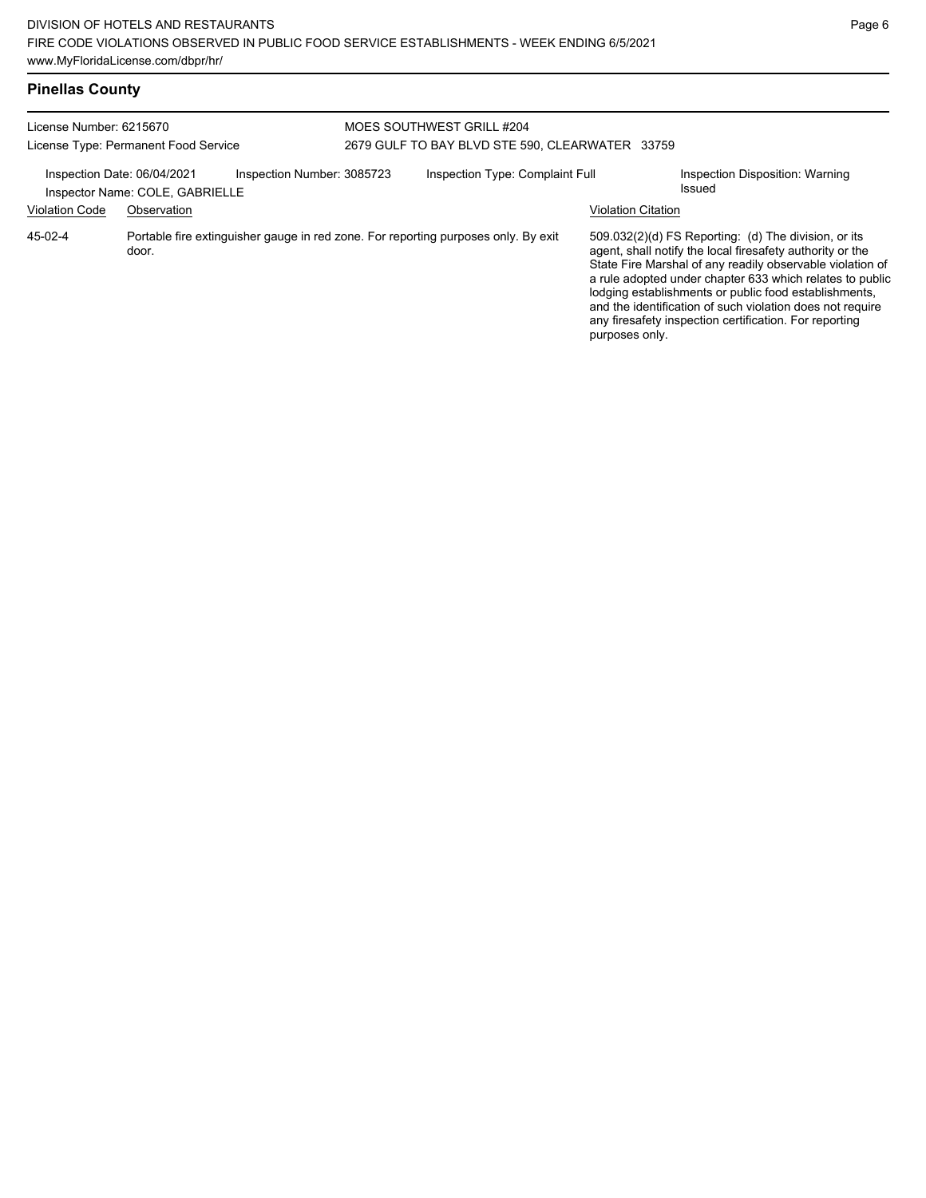## Pinellas County

License Number: 6215670
License Type: Permanent Food Service

MOES SOUTHWEST GRILL #204
2679 GULF TO BAY BLVD STE 590, CLEARWATER 33759

Inspection Date: 06/04/2021 | Inspection Number: 3085723 | Inspection Type: Complaint Full | Inspection Disposition: Warning Issued
Inspector Name: COLE, GABRIELLE

| Violation Code | Observation | Violation Citation |
| --- | --- | --- |
| 45-02-4 | Portable fire extinguisher gauge in red zone. For reporting purposes only. By exit door. | 509.032(2)(d) FS Reporting: (d) The division, or its agent, shall notify the local firesafety authority or the State Fire Marshal of any readily observable violation of a rule adopted under chapter 633 which relates to public lodging establishments or public food establishments, and the identification of such violation does not require any firesafety inspection certification. For reporting purposes only. |